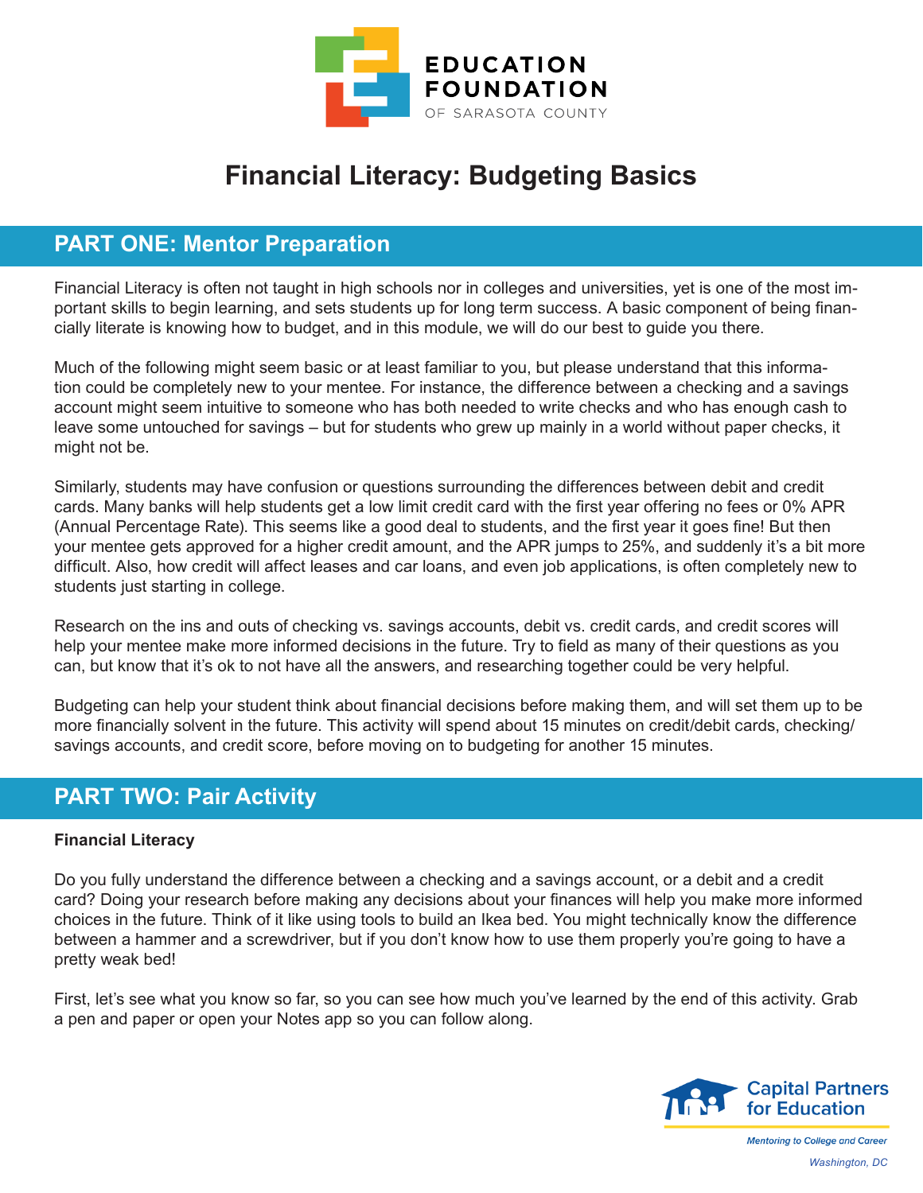EDUCATION FOUNDATION OF SARASOTA COUNTY

# Financial Literacy: Budgeting Basics

## PART ONE: Mentor Preparation

Financial Literacy is often not taught in high schools nor in colleges and universities, yet is one of the most important skills to begin learning, and sets students up for long term success. A basic component of being financially literate is knowing how to budget, and in this module, we will do our best to guide you there.

Much of the following might seem basic or at least familiar to you, but please understand that this information could be completely new to your mentee. For instance, the difference between a checking and a savings account might seem intuitive to someone who has both needed to write checks and who has enough cash to leave some untouched for savings – but for students who grew up mainly in a world without paper checks, it might not be.

Similarly, students may have confusion or questions surrounding the differences between debit and credit cards. Many banks will help students get a low limit credit card with the first year offering no fees or 0% APR (Annual Percentage Rate). This seems like a good deal to students, and the first year it goes fine! But then your mentee gets approved for a higher credit amount, and the APR jumps to 25%, and suddenly it's a bit more difficult. Also, how credit will affect leases and car loans, and even job applications, is often completely new to students just starting in college.

Research on the ins and outs of checking vs. savings accounts, debit vs. credit cards, and credit scores will help your mentee make more informed decisions in the future. Try to field as many of their questions as you can, but know that it's ok to not have all the answers, and researching together could be very helpful.

Budgeting can help your student think about financial decisions before making them, and will set them up to be more financially solvent in the future. This activity will spend about 15 minutes on credit/debit cards, checking/savings accounts, and credit score, before moving on to budgeting for another 15 minutes.

## PART TWO: Pair Activity

**Financial Literacy**

Do you fully understand the difference between a checking and a savings account, or a debit and a credit card? Doing your research before making any decisions about your finances will help you make more informed choices in the future. Think of it like using tools to build an Ikea bed. You might technically know the difference between a hammer and a screwdriver, but if you don't know how to use them properly you're going to have a pretty weak bed!

First, let's see what you know so far, so you can see how much you've learned by the end of this activity. Grab a pen and paper or open your Notes app so you can follow along.

Capital Partners for Education

*Mentoring to College and Career*

*Washington, DC*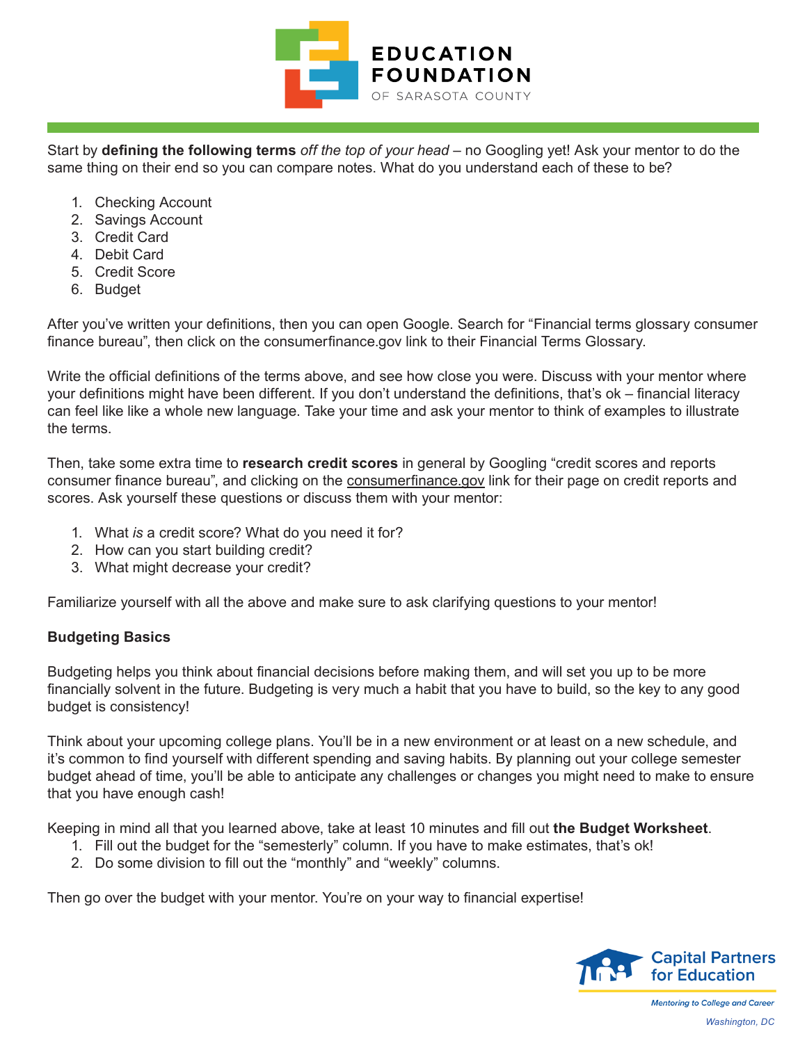Start by **defining the following terms** *off the top of your head* – no Googling yet! Ask your mentor to do the same thing on their end so you can compare notes. What do you understand each of these to be?

1. Checking Account
2. Savings Account
3. Credit Card
4. Debit Card
5. Credit Score
6. Budget

After you've written your definitions, then you can open Google. Search for "Financial terms glossary consumer finance bureau", then click on the consumerfinance.gov link to their Financial Terms Glossary.

Write the official definitions of the terms above, and see how close you were. Discuss with your mentor where your definitions might have been different. If you don't understand the definitions, that's ok – financial literacy can feel like like a whole new language. Take your time and ask your mentor to think of examples to illustrate the terms.

Then, take some extra time to **research credit scores** in general by Googling "credit scores and reports consumer finance bureau", and clicking on the consumerfinance.gov link for their page on credit reports and scores. Ask yourself these questions or discuss them with your mentor:

1. What *is* a credit score? What do you need it for?
2. How can you start building credit?
3. What might decrease your credit?

Familiarize yourself with all the above and make sure to ask clarifying questions to your mentor!

**Budgeting Basics**

Budgeting helps you think about financial decisions before making them, and will set you up to be more financially solvent in the future. Budgeting is very much a habit that you have to build, so the key to any good budget is consistency!

Think about your upcoming college plans. You'll be in a new environment or at least on a new schedule, and it's common to find yourself with different spending and saving habits. By planning out your college semester budget ahead of time, you'll be able to anticipate any challenges or changes you might need to make to ensure that you have enough cash!

Keeping in mind all that you learned above, take at least 10 minutes and fill out **the Budget Worksheet**.

1. Fill out the budget for the "semesterly" column. If you have to make estimates, that's ok!
2. Do some division to fill out the "monthly" and "weekly" columns.

Then go over the budget with your mentor. You're on your way to financial expertise!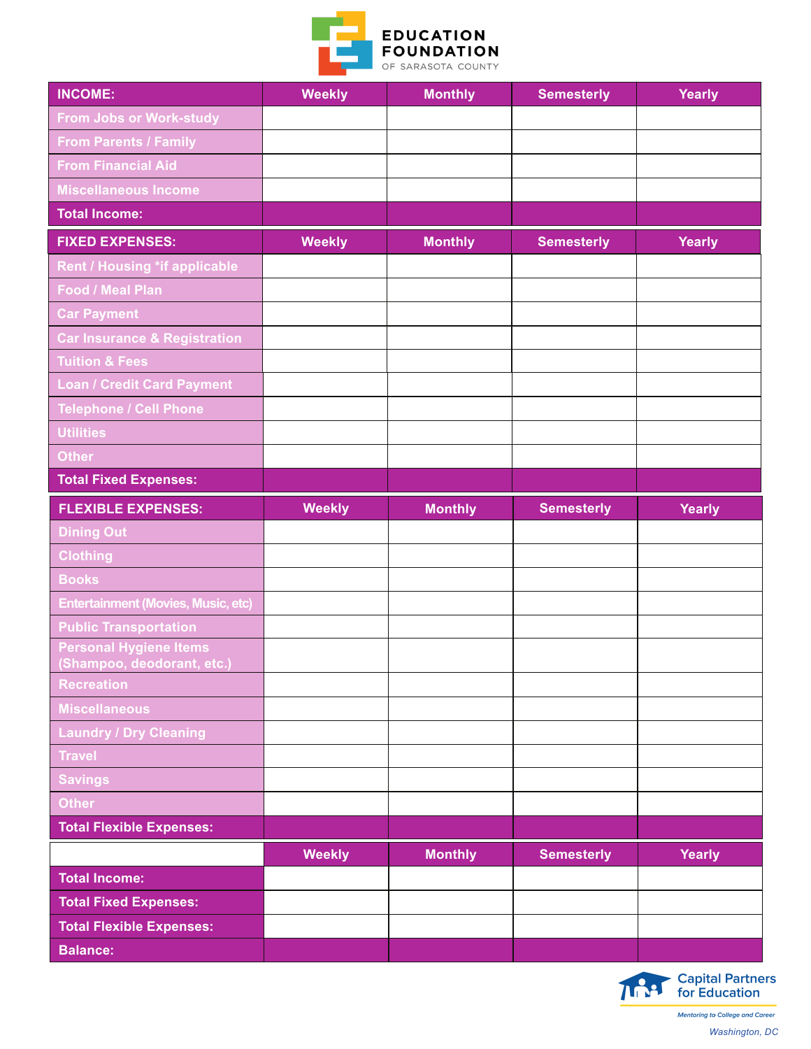EDUCATION FOUNDATION
OF SARASOTA COUNTY

| INCOME: | Weekly | Monthly | Semesterly | Yearly |
|---|---|---|---|---|
| From Jobs or Work-study | | | | |
| From Parents / Family | | | | |
| From Financial Aid | | | | |
| Miscellaneous Income | | | | |
| **Total Income:** | | | | |

| FIXED EXPENSES: | Weekly | Monthly | Semesterly | Yearly |
|---|---|---|---|---|
| Rent / Housing *if applicable | | | | |
| Food / Meal Plan | | | | |
| Car Payment | | | | |
| Car Insurance & Registration | | | | |
| Tuition & Fees | | | | |
| Loan / Credit Card Payment | | | | |
| Telephone / Cell Phone | | | | |
| Utilities | | | | |
| Other | | | | |
| **Total Fixed Expenses:** | | | | |

| FLEXIBLE EXPENSES: | Weekly | Monthly | Semesterly | Yearly |
|---|---|---|---|---|
| Dining Out | | | | |
| Clothing | | | | |
| Books | | | | |
| Entertainment (Movies, Music, etc) | | | | |
| Public Transportation | | | | |
| Personal Hygiene Items (Shampoo, deodorant, etc.) | | | | |
| Recreation | | | | |
| Miscellaneous | | | | |
| Laundry / Dry Cleaning | | | | |
| Travel | | | | |
| Savings | | | | |
| Other | | | | |
| **Total Flexible Expenses:** | | | | |

| | Weekly | Monthly | Semesterly | Yearly |
|---|---|---|---|---|
| **Total Income:** | | | | |
| **Total Fixed Expenses:** | | | | |
| **Total Flexible Expenses:** | | | | |
| **Balance:** | | | | |

Capital Partners for Education

*Mentoring to College and Career*

*Washington, DC*